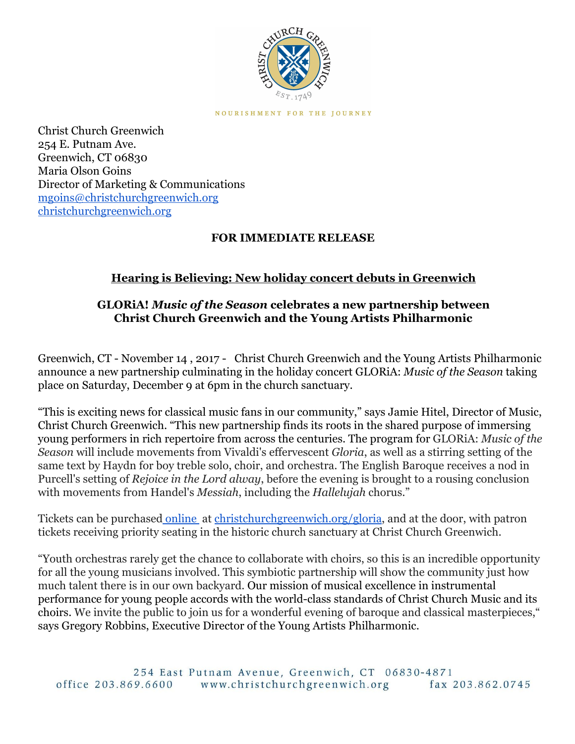NOURISHMENT FOR THE JOURNEY

Christ Church Greenwich
254 E. Putnam Ave.
Greenwich, CT 06830
Maria Olson Goins
Director of Marketing & Communications
mgoins@christchurchgreenwich.org
christchurchgreenwich.org

**FOR IMMEDIATE RELEASE**

## Hearing is Believing: New holiday concert debuts in Greenwich

### GLORiA! *Music of the Season* celebrates a new partnership between Christ Church Greenwich and the Young Artists Philharmonic

Greenwich, CT - November 14 , 2017 - Christ Church Greenwich and the Young Artists Philharmonic announce a new partnership culminating in the holiday concert GLORiA: *Music of the Season* taking place on Saturday, December 9 at 6pm in the church sanctuary.

"This is exciting news for classical music fans in our community," says Jamie Hitel, Director of Music, Christ Church Greenwich. "This new partnership finds its roots in the shared purpose of immersing young performers in rich repertoire from across the centuries. The program for GLORiA: *Music of the Season* will include movements from Vivaldi's effervescent *Gloria*, as well as a stirring setting of the same text by Haydn for boy treble solo, choir, and orchestra. The English Baroque receives a nod in Purcell's setting of *Rejoice in the Lord alway*, before the evening is brought to a rousing conclusion with movements from Handel's *Messiah*, including the *Hallelujah* chorus."

Tickets can be purchased online at christchurchgreenwich.org/gloria, and at the door, with patron tickets receiving priority seating in the historic church sanctuary at Christ Church Greenwich.

"Youth orchestras rarely get the chance to collaborate with choirs, so this is an incredible opportunity for all the young musicians involved. This symbiotic partnership will show the community just how much talent there is in our own backyard. Our mission of musical excellence in instrumental performance for young people accords with the world-class standards of Christ Church Music and its choirs. We invite the public to join us for a wonderful evening of baroque and classical masterpieces," says Gregory Robbins, Executive Director of the Young Artists Philharmonic.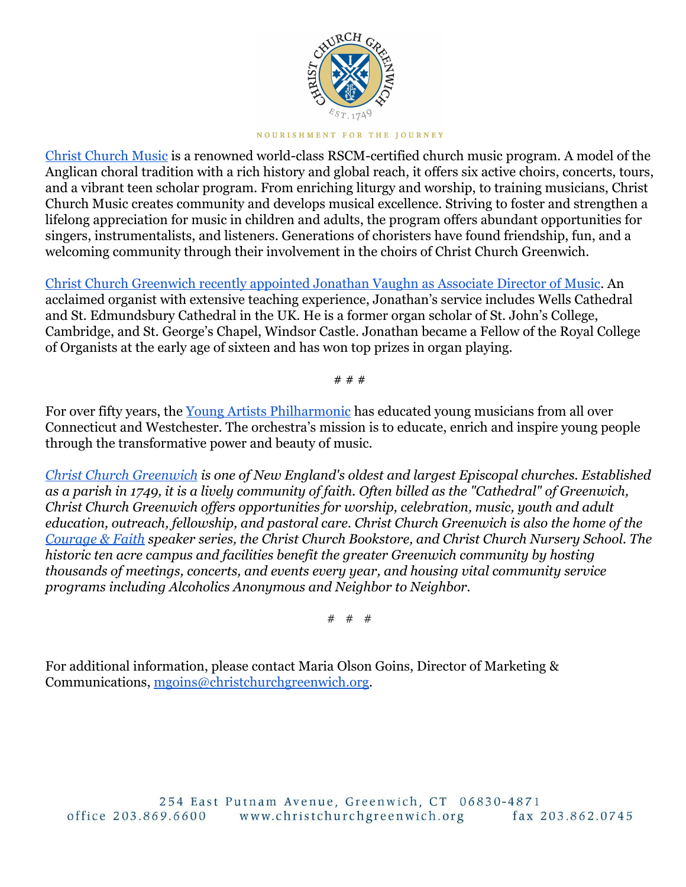NOURISHMENT FOR THE JOURNEY

Christ Church Music is a renowned world-class RSCM-certified church music program. A model of the Anglican choral tradition with a rich history and global reach, it offers six active choirs, concerts, tours, and a vibrant teen scholar program. From enriching liturgy and worship, to training musicians, Christ Church Music creates community and develops musical excellence. Striving to foster and strengthen a lifelong appreciation for music in children and adults, the program offers abundant opportunities for singers, instrumentalists, and listeners. Generations of choristers have found friendship, fun, and a welcoming community through their involvement in the choirs of Christ Church Greenwich.

Christ Church Greenwich recently appointed Jonathan Vaughn as Associate Director of Music. An acclaimed organist with extensive teaching experience, Jonathan's service includes Wells Cathedral and St. Edmundsbury Cathedral in the UK. He is a former organ scholar of St. John's College, Cambridge, and St. George's Chapel, Windsor Castle. Jonathan became a Fellow of the Royal College of Organists at the early age of sixteen and has won top prizes in organ playing.

# # #

For over fifty years, the Young Artists Philharmonic has educated young musicians from all over Connecticut and Westchester. The orchestra's mission is to educate, enrich and inspire young people through the transformative power and beauty of music.

*Christ Church Greenwich is one of New England's oldest and largest Episcopal churches. Established as a parish in 1749, it is a lively community of faith. Often billed as the "Cathedral" of Greenwich, Christ Church Greenwich offers opportunities for worship, celebration, music, youth and adult education, outreach, fellowship, and pastoral care. Christ Church Greenwich is also the home of the Courage & Faith speaker series, the Christ Church Bookstore, and Christ Church Nursery School. The historic ten acre campus and facilities benefit the greater Greenwich community by hosting thousands of meetings, concerts, and events every year, and housing vital community service programs including Alcoholics Anonymous and Neighbor to Neighbor.*

# # #

For additional information, please contact Maria Olson Goins, Director of Marketing & Communications, mgoins@christchurchgreenwich.org.

254 East Putnam Avenue, Greenwich, CT 06830-4871
office 203.869.6600 www.christchurchgreenwich.org fax 203.862.0745